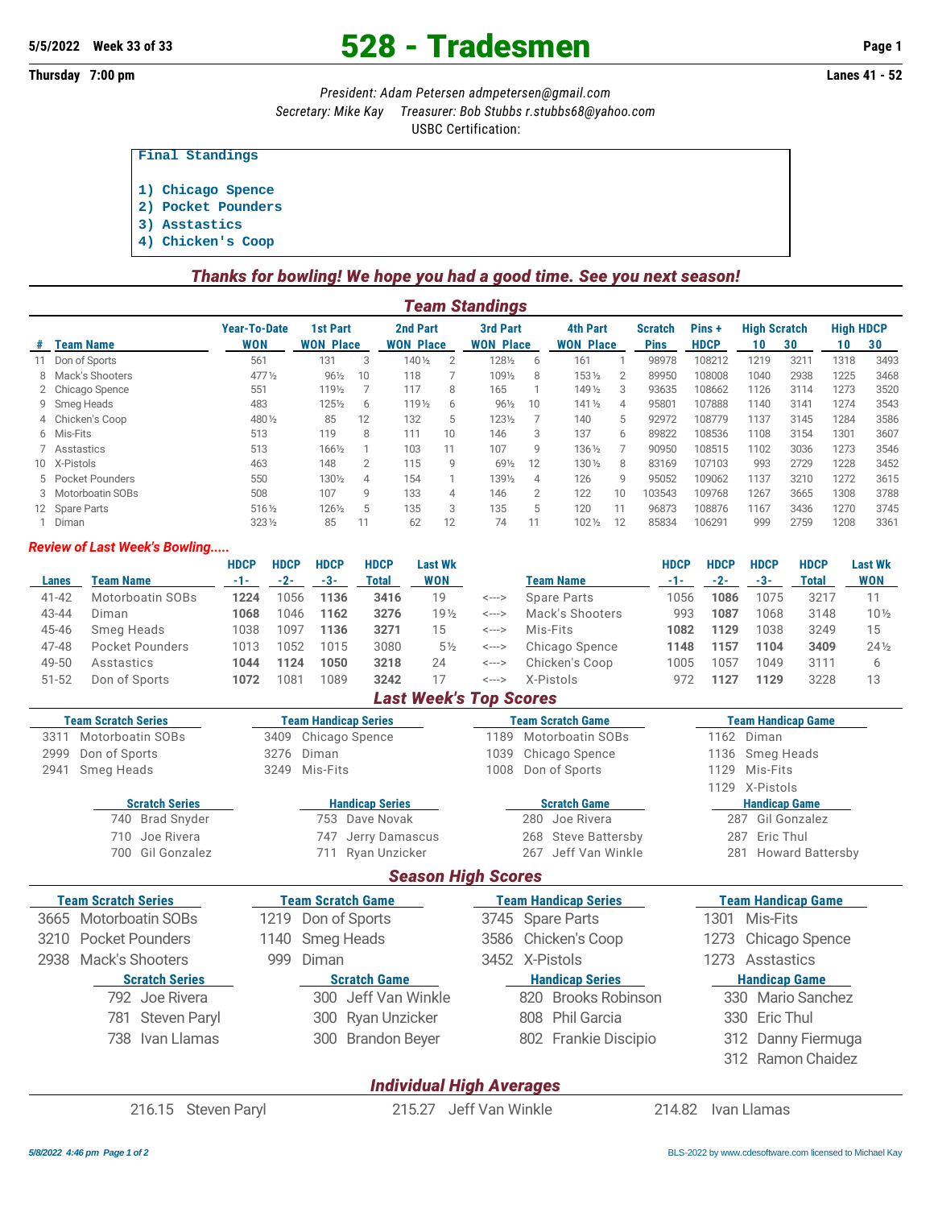5/5/2022 Week 33 of 33

# 528 - Tradesmen

Thursday 7:00 pm — Lanes 41 - 52

*President: Adam Petersen admpetersen@gmail.com*
*Secretary: Mike Kay Treasurer: Bob Stubbs r.stubbs68@yahoo.com*
USBC Certification:

```
Final Standings

1) Chicago Spence
2) Pocket Pounders
3) Asstastics
4) Chicken's Coop
```

***Thanks for bowling! We hope you had a good time. See you next season!***

## Team Standings

| # | Team Name | Year-To-Date WON | 1st Part WON | 1st Part Place | 2nd Part WON | 2nd Part Place | 3rd Part WON | 3rd Part Place | 4th Part WON | 4th Part Place | Scratch Pins | Pins + HDCP | High Scratch 10 | High Scratch 30 | High HDCP 10 | High HDCP 30 |
|---|---|---|---|---|---|---|---|---|---|---|---|---|---|---|---|---|
| 11 | Don of Sports | 561 | 131 | 3 | 140½ | 2 | 128½ | 6 | 161 | 1 | 98978 | 108212 | 1219 | 3211 | 1318 | 3493 |
| 8 | Mack's Shooters | 477½ | 96½ | 10 | 118 | 7 | 109½ | 8 | 153½ | 2 | 89950 | 108008 | 1040 | 2938 | 1225 | 3468 |
| 2 | Chicago Spence | 551 | 119½ | 7 | 117 | 8 | 165 | 1 | 149½ | 3 | 93635 | 108662 | 1126 | 3114 | 1273 | 3520 |
| 9 | Smeg Heads | 483 | 125½ | 6 | 119½ | 6 | 96½ | 10 | 141½ | 4 | 95801 | 107888 | 1140 | 3141 | 1274 | 3543 |
| 4 | Chicken's Coop | 480½ | 85 | 12 | 132 | 5 | 123½ | 7 | 140 | 5 | 92972 | 108779 | 1137 | 3145 | 1284 | 3586 |
| 6 | Mis-Fits | 513 | 119 | 8 | 111 | 10 | 146 | 3 | 137 | 6 | 89822 | 108536 | 1108 | 3154 | 1301 | 3607 |
| 7 | Asstastics | 513 | 166½ | 1 | 103 | 11 | 107 | 9 | 136½ | 7 | 90950 | 108515 | 1102 | 3036 | 1273 | 3546 |
| 10 | X-Pistols | 463 | 148 | 2 | 115 | 9 | 69½ | 12 | 130½ | 8 | 83169 | 107103 | 993 | 2729 | 1228 | 3452 |
| 5 | Pocket Pounders | 550 | 130½ | 4 | 154 | 1 | 139½ | 4 | 126 | 9 | 95052 | 109062 | 1137 | 3210 | 1272 | 3615 |
| 3 | Motorboatin SOBs | 508 | 107 | 9 | 133 | 4 | 146 | 2 | 122 | 10 | 103543 | 109768 | 1267 | 3665 | 1308 | 3788 |
| 12 | Spare Parts | 516½ | 126½ | 5 | 135 | 3 | 135 | 5 | 120 | 11 | 96873 | 108876 | 1167 | 3436 | 1270 | 3745 |
| 1 | Diman | 323½ | 85 | 11 | 62 | 12 | 74 | 11 | 102½ | 12 | 85834 | 106291 | 999 | 2759 | 1208 | 3361 |

### *Review of Last Week's Bowling.....*

| Lanes | Team Name | HDCP -1- | HDCP -2- | HDCP -3- | HDCP Total | Last Wk WON | | Team Name | HDCP -1- | HDCP -2- | HDCP -3- | HDCP Total | Last Wk WON |
|---|---|---|---|---|---|---|---|---|---|---|---|---|---|
| 41-42 | Motorboatin SOBs | **1224** | 1056 | **1136** | **3416** | 19 | <---> | Spare Parts | 1056 | **1086** | 1075 | 3217 | 11 |
| 43-44 | Diman | **1068** | 1046 | **1162** | **3276** | 19½ | <---> | Mack's Shooters | 993 | **1087** | 1068 | 3148 | 10½ |
| 45-46 | Smeg Heads | 1038 | 1097 | **1136** | **3271** | 15 | <---> | Mis-Fits | **1082** | **1129** | 1038 | 3249 | 15 |
| 47-48 | Pocket Pounders | 1013 | 1052 | 1015 | 3080 | 5½ | <---> | Chicago Spence | **1148** | **1157** | **1104** | **3409** | 24½ |
| 49-50 | Asstastics | **1044** | **1124** | **1050** | **3218** | 24 | <---> | Chicken's Coop | 1005 | 1057 | 1049 | 3111 | 6 |
| 51-52 | Don of Sports | **1072** | 1081 | 1089 | **3242** | 17 | <---> | X-Pistols | 972 | **1127** | **1129** | 3228 | 13 |

## *Last Week's Top Scores*

| Team Scratch Series | Team Handicap Series | Team Scratch Game | Team Handicap Game |
|---|---|---|---|
| 3311 Motorboatin SOBs | 3409 Chicago Spence | 1189 Motorboatin SOBs | 1162 Diman |
| 2999 Don of Sports | 3276 Diman | 1039 Chicago Spence | 1136 Smeg Heads |
| 2941 Smeg Heads | 3249 Mis-Fits | 1008 Don of Sports | 1129 Mis-Fits |
| | | | 1129 X-Pistols |

| Scratch Series | Handicap Series | Scratch Game | Handicap Game |
|---|---|---|---|
| 740 Brad Snyder | 753 Dave Novak | 280 Joe Rivera | 287 Gil Gonzalez |
| 710 Joe Rivera | 747 Jerry Damascus | 268 Steve Battersby | 287 Eric Thul |
| 700 Gil Gonzalez | 711 Ryan Unzicker | 267 Jeff Van Winkle | 281 Howard Battersby |

## *Season High Scores*

| Team Scratch Series | Team Scratch Game | Team Handicap Series | Team Handicap Game |
|---|---|---|---|
| 3665 Motorboatin SOBs | 1219 Don of Sports | 3745 Spare Parts | 1301 Mis-Fits |
| 3210 Pocket Pounders | 1140 Smeg Heads | 3586 Chicken's Coop | 1273 Chicago Spence |
| 2938 Mack's Shooters | 999 Diman | 3452 X-Pistols | 1273 Asstastics |

| Scratch Series | Scratch Game | Handicap Series | Handicap Game |
|---|---|---|---|
| 792 Joe Rivera | 300 Jeff Van Winkle | 820 Brooks Robinson | 330 Mario Sanchez |
| 781 Steven Paryl | 300 Ryan Unzicker | 808 Phil Garcia | 330 Eric Thul |
| 738 Ivan Llamas | 300 Brandon Beyer | 802 Frankie Discipio | 312 Danny Fiermuga |
| | | | 312 Ramon Chaidez |

## *Individual High Averages*

216.15 Steven Paryl — 215.27 Jeff Van Winkle — 214.82 Ivan Llamas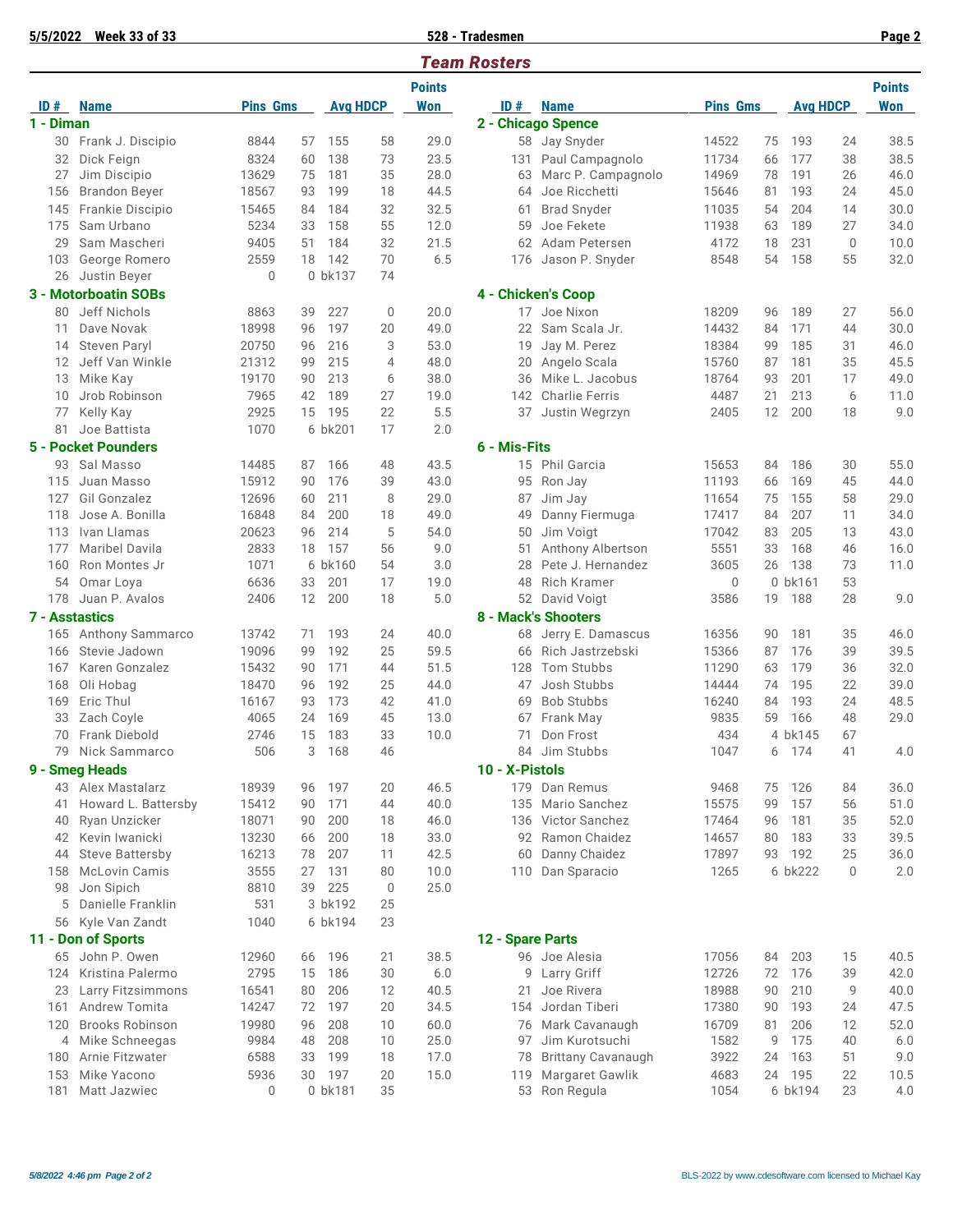## Team Rosters

### 1 - Diman

| ID # | Name | Pins | Gms | Avg | HDCP | Points Won |
|---|---|---|---|---|---|---|
| 30 | Frank J. Discipio | 8844 | 57 | 155 | 58 | 29.0 |
| 32 | Dick Feign | 8324 | 60 | 138 | 73 | 23.5 |
| 27 | Jim Discipio | 13629 | 75 | 181 | 35 | 28.0 |
| 156 | Brandon Beyer | 18567 | 93 | 199 | 18 | 44.5 |
| 145 | Frankie Discipio | 15465 | 84 | 184 | 32 | 32.5 |
| 175 | Sam Urbano | 5234 | 33 | 158 | 55 | 12.0 |
| 29 | Sam Mascheri | 9405 | 51 | 184 | 32 | 21.5 |
| 103 | George Romero | 2559 | 18 | 142 | 70 | 6.5 |
| 26 | Justin Beyer | 0 | 0 | bk137 | 74 | |

### 2 - Chicago Spence

| ID # | Name | Pins | Gms | Avg | HDCP | Points Won |
|---|---|---|---|---|---|---|
| 58 | Jay Snyder | 14522 | 75 | 193 | 24 | 38.5 |
| 131 | Paul Campagnolo | 11734 | 66 | 177 | 38 | 38.5 |
| 63 | Marc P. Campagnolo | 14969 | 78 | 191 | 26 | 46.0 |
| 64 | Joe Ricchetti | 15646 | 81 | 193 | 24 | 45.0 |
| 61 | Brad Snyder | 11035 | 54 | 204 | 14 | 30.0 |
| 59 | Joe Fekete | 11938 | 63 | 189 | 27 | 34.0 |
| 62 | Adam Petersen | 4172 | 18 | 231 | 0 | 10.0 |
| 176 | Jason P. Snyder | 8548 | 54 | 158 | 55 | 32.0 |

### 3 - Motorboatin SOBs

| ID # | Name | Pins | Gms | Avg | HDCP | Points Won |
|---|---|---|---|---|---|---|
| 80 | Jeff Nichols | 8863 | 39 | 227 | 0 | 20.0 |
| 11 | Dave Novak | 18998 | 96 | 197 | 20 | 49.0 |
| 14 | Steven Paryl | 20750 | 96 | 216 | 3 | 53.0 |
| 12 | Jeff Van Winkle | 21312 | 99 | 215 | 4 | 48.0 |
| 13 | Mike Kay | 19170 | 90 | 213 | 6 | 38.0 |
| 10 | Jrob Robinson | 7965 | 42 | 189 | 27 | 19.0 |
| 77 | Kelly Kay | 2925 | 15 | 195 | 22 | 5.5 |
| 81 | Joe Battista | 1070 | 6 | bk201 | 17 | 2.0 |

### 4 - Chicken's Coop

| ID # | Name | Pins | Gms | Avg | HDCP | Points Won |
|---|---|---|---|---|---|---|
| 17 | Joe Nixon | 18209 | 96 | 189 | 27 | 56.0 |
| 22 | Sam Scala Jr. | 14432 | 84 | 171 | 44 | 30.0 |
| 19 | Jay M. Perez | 18384 | 99 | 185 | 31 | 46.0 |
| 20 | Angelo Scala | 15760 | 87 | 181 | 35 | 45.5 |
| 36 | Mike L. Jacobus | 18764 | 93 | 201 | 17 | 49.0 |
| 142 | Charlie Ferris | 4487 | 21 | 213 | 6 | 11.0 |
| 37 | Justin Wegrzyn | 2405 | 12 | 200 | 18 | 9.0 |

### 5 - Pocket Pounders

| ID # | Name | Pins | Gms | Avg | HDCP | Points Won |
|---|---|---|---|---|---|---|
| 93 | Sal Masso | 14485 | 87 | 166 | 48 | 43.5 |
| 115 | Juan Masso | 15912 | 90 | 176 | 39 | 43.0 |
| 127 | Gil Gonzalez | 12696 | 60 | 211 | 8 | 29.0 |
| 118 | Jose A. Bonilla | 16848 | 84 | 200 | 18 | 49.0 |
| 113 | Ivan Llamas | 20623 | 96 | 214 | 5 | 54.0 |
| 177 | Maribel Davila | 2833 | 18 | 157 | 56 | 9.0 |
| 160 | Ron Montes Jr | 1071 | 6 | bk160 | 54 | 3.0 |
| 54 | Omar Loya | 6636 | 33 | 201 | 17 | 19.0 |
| 178 | Juan P. Avalos | 2406 | 12 | 200 | 18 | 5.0 |

### 6 - Mis-Fits

| ID # | Name | Pins | Gms | Avg | HDCP | Points Won |
|---|---|---|---|---|---|---|
| 15 | Phil Garcia | 15653 | 84 | 186 | 30 | 55.0 |
| 95 | Ron Jay | 11193 | 66 | 169 | 45 | 44.0 |
| 87 | Jim Jay | 11654 | 75 | 155 | 58 | 29.0 |
| 49 | Danny Fiermuga | 17417 | 84 | 207 | 11 | 34.0 |
| 50 | Jim Voigt | 17042 | 83 | 205 | 13 | 43.0 |
| 51 | Anthony Albertson | 5551 | 33 | 168 | 46 | 16.0 |
| 28 | Pete J. Hernandez | 3605 | 26 | 138 | 73 | 11.0 |
| 48 | Rich Kramer | 0 | 0 | bk161 | 53 | |
| 52 | David Voigt | 3586 | 19 | 188 | 28 | 9.0 |

### 7 - Asstastics

| ID # | Name | Pins | Gms | Avg | HDCP | Points Won |
|---|---|---|---|---|---|---|
| 165 | Anthony Sammarco | 13742 | 71 | 193 | 24 | 40.0 |
| 166 | Stevie Jadown | 19096 | 99 | 192 | 25 | 59.5 |
| 167 | Karen Gonzalez | 15432 | 90 | 171 | 44 | 51.5 |
| 168 | Oli Hobag | 18470 | 96 | 192 | 25 | 44.0 |
| 169 | Eric Thul | 16167 | 93 | 173 | 42 | 41.0 |
| 33 | Zach Coyle | 4065 | 24 | 169 | 45 | 13.0 |
| 70 | Frank Diebold | 2746 | 15 | 183 | 33 | 10.0 |
| 79 | Nick Sammarco | 506 | 3 | 168 | 46 | |

### 8 - Mack's Shooters

| ID # | Name | Pins | Gms | Avg | HDCP | Points Won |
|---|---|---|---|---|---|---|
| 68 | Jerry E. Damascus | 16356 | 90 | 181 | 35 | 46.0 |
| 66 | Rich Jastrzebski | 15366 | 87 | 176 | 39 | 39.5 |
| 128 | Tom Stubbs | 11290 | 63 | 179 | 36 | 32.0 |
| 47 | Josh Stubbs | 14444 | 74 | 195 | 22 | 39.0 |
| 69 | Bob Stubbs | 16240 | 84 | 193 | 24 | 48.5 |
| 67 | Frank May | 9835 | 59 | 166 | 48 | 29.0 |
| 71 | Don Frost | 434 | 4 | bk145 | 67 | |
| 84 | Jim Stubbs | 1047 | 6 | 174 | 41 | 4.0 |

### 9 - Smeg Heads

| ID # | Name | Pins | Gms | Avg | HDCP | Points Won |
|---|---|---|---|---|---|---|
| 43 | Alex Mastalarz | 18939 | 96 | 197 | 20 | 46.5 |
| 41 | Howard L. Battersby | 15412 | 90 | 171 | 44 | 40.0 |
| 40 | Ryan Unzicker | 18071 | 90 | 200 | 18 | 46.0 |
| 42 | Kevin Iwanicki | 13230 | 66 | 200 | 18 | 33.0 |
| 44 | Steve Battersby | 16213 | 78 | 207 | 11 | 42.5 |
| 158 | McLovin Camis | 3555 | 27 | 131 | 80 | 10.0 |
| 98 | Jon Sipich | 8810 | 39 | 225 | 0 | 25.0 |
| 5 | Danielle Franklin | 531 | 3 | bk192 | 25 | |
| 56 | Kyle Van Zandt | 1040 | 6 | bk194 | 23 | |

### 10 - X-Pistols

| ID # | Name | Pins | Gms | Avg | HDCP | Points Won |
|---|---|---|---|---|---|---|
| 179 | Dan Remus | 9468 | 75 | 126 | 84 | 36.0 |
| 135 | Mario Sanchez | 15575 | 99 | 157 | 56 | 51.0 |
| 136 | Victor Sanchez | 17464 | 96 | 181 | 35 | 52.0 |
| 92 | Ramon Chaidez | 14657 | 80 | 183 | 33 | 39.5 |
| 60 | Danny Chaidez | 17897 | 93 | 192 | 25 | 36.0 |
| 110 | Dan Sparacio | 1265 | 6 | bk222 | 0 | 2.0 |

### 11 - Don of Sports

| ID # | Name | Pins | Gms | Avg | HDCP | Points Won |
|---|---|---|---|---|---|---|
| 65 | John P. Owen | 12960 | 66 | 196 | 21 | 38.5 |
| 124 | Kristina Palermo | 2795 | 15 | 186 | 30 | 6.0 |
| 23 | Larry Fitzsimmons | 16541 | 80 | 206 | 12 | 40.5 |
| 161 | Andrew Tomita | 14247 | 72 | 197 | 20 | 34.5 |
| 120 | Brooks Robinson | 19980 | 96 | 208 | 10 | 60.0 |
| 4 | Mike Schneegas | 9984 | 48 | 208 | 10 | 25.0 |
| 180 | Arnie Fitzwater | 6588 | 33 | 199 | 18 | 17.0 |
| 153 | Mike Yacono | 5936 | 30 | 197 | 20 | 15.0 |
| 181 | Matt Jazwiec | 0 | 0 | bk181 | 35 | |

### 12 - Spare Parts

| ID # | Name | Pins | Gms | Avg | HDCP | Points Won |
|---|---|---|---|---|---|---|
| 96 | Joe Alesia | 17056 | 84 | 203 | 15 | 40.5 |
| 9 | Larry Griff | 12726 | 72 | 176 | 39 | 42.0 |
| 21 | Joe Rivera | 18988 | 90 | 210 | 9 | 40.0 |
| 154 | Jordan Tiberi | 17380 | 90 | 193 | 24 | 47.5 |
| 76 | Mark Cavanaugh | 16709 | 81 | 206 | 12 | 52.0 |
| 97 | Jim Kurotsuchi | 1582 | 9 | 175 | 40 | 6.0 |
| 78 | Brittany Cavanaugh | 3922 | 24 | 163 | 51 | 9.0 |
| 119 | Margaret Gawlik | 4683 | 24 | 195 | 22 | 10.5 |
| 53 | Ron Regula | 1054 | 6 | bk194 | 23 | 4.0 |